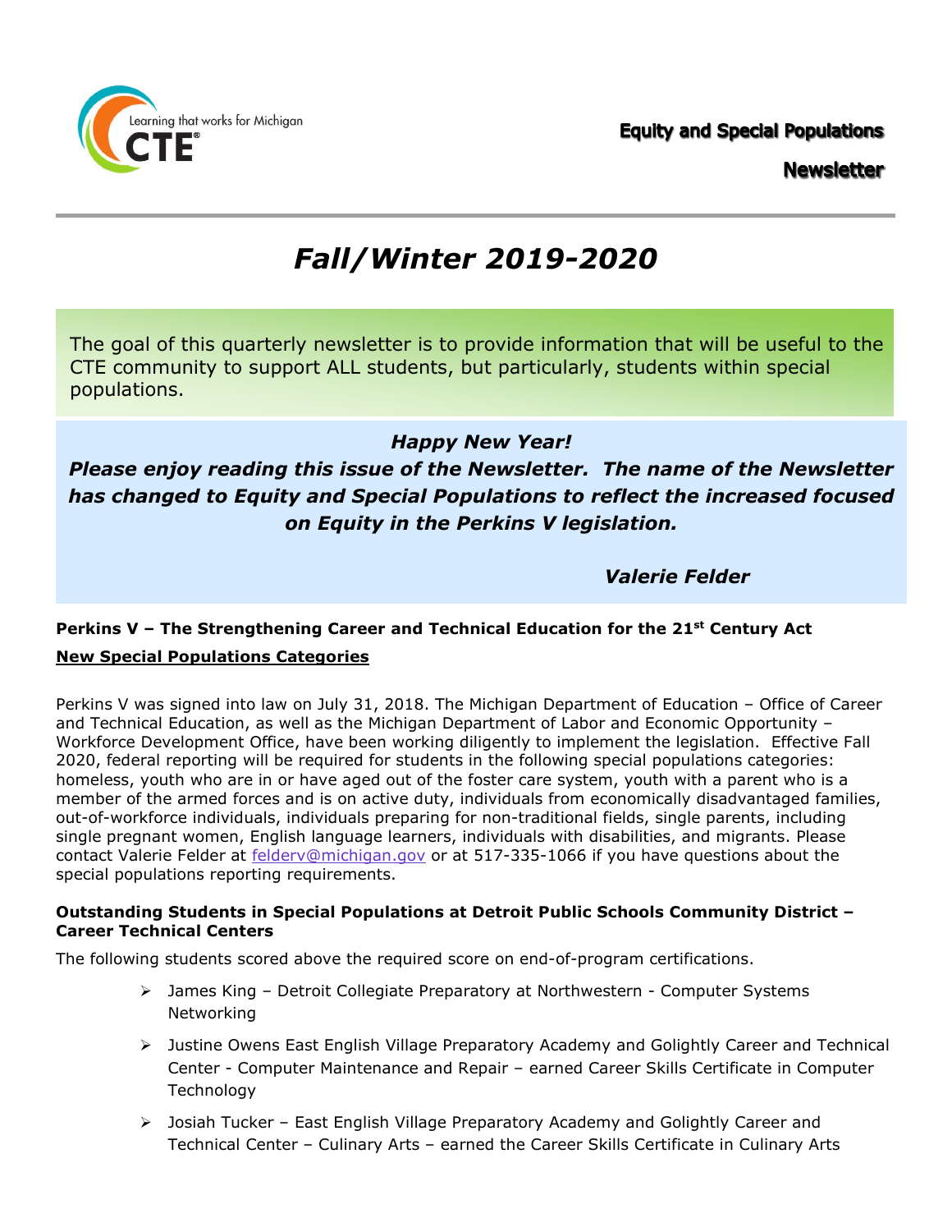Learning that works for Michigan CTE

**Equity and Special Populations Newsletter**

# *Fall/Winter 2019-2020*

The goal of this quarterly newsletter is to provide information that will be useful to the CTE community to support ALL students, but particularly, students within special populations.

***Happy New Year!***

***Please enjoy reading this issue of the Newsletter. The name of the Newsletter has changed to Equity and Special Populations to reflect the increased focused on Equity in the Perkins V legislation.***

***Valerie Felder***

**Perkins V – The Strengthening Career and Technical Education for the 21st Century Act**

**New Special Populations Categories**

Perkins V was signed into law on July 31, 2018. The Michigan Department of Education – Office of Career and Technical Education, as well as the Michigan Department of Labor and Economic Opportunity – Workforce Development Office, have been working diligently to implement the legislation. Effective Fall 2020, federal reporting will be required for students in the following special populations categories: homeless, youth who are in or have aged out of the foster care system, youth with a parent who is a member of the armed forces and is on active duty, individuals from economically disadvantaged families, out-of-workforce individuals, individuals preparing for non-traditional fields, single parents, including single pregnant women, English language learners, individuals with disabilities, and migrants. Please contact Valerie Felder at felderv@michigan.gov or at 517-335-1066 if you have questions about the special populations reporting requirements.

**Outstanding Students in Special Populations at Detroit Public Schools Community District – Career Technical Centers**

The following students scored above the required score on end-of-program certifications.

- James King – Detroit Collegiate Preparatory at Northwestern - Computer Systems Networking
- Justine Owens East English Village Preparatory Academy and Golightly Career and Technical Center - Computer Maintenance and Repair – earned Career Skills Certificate in Computer Technology
- Josiah Tucker – East English Village Preparatory Academy and Golightly Career and Technical Center – Culinary Arts – earned the Career Skills Certificate in Culinary Arts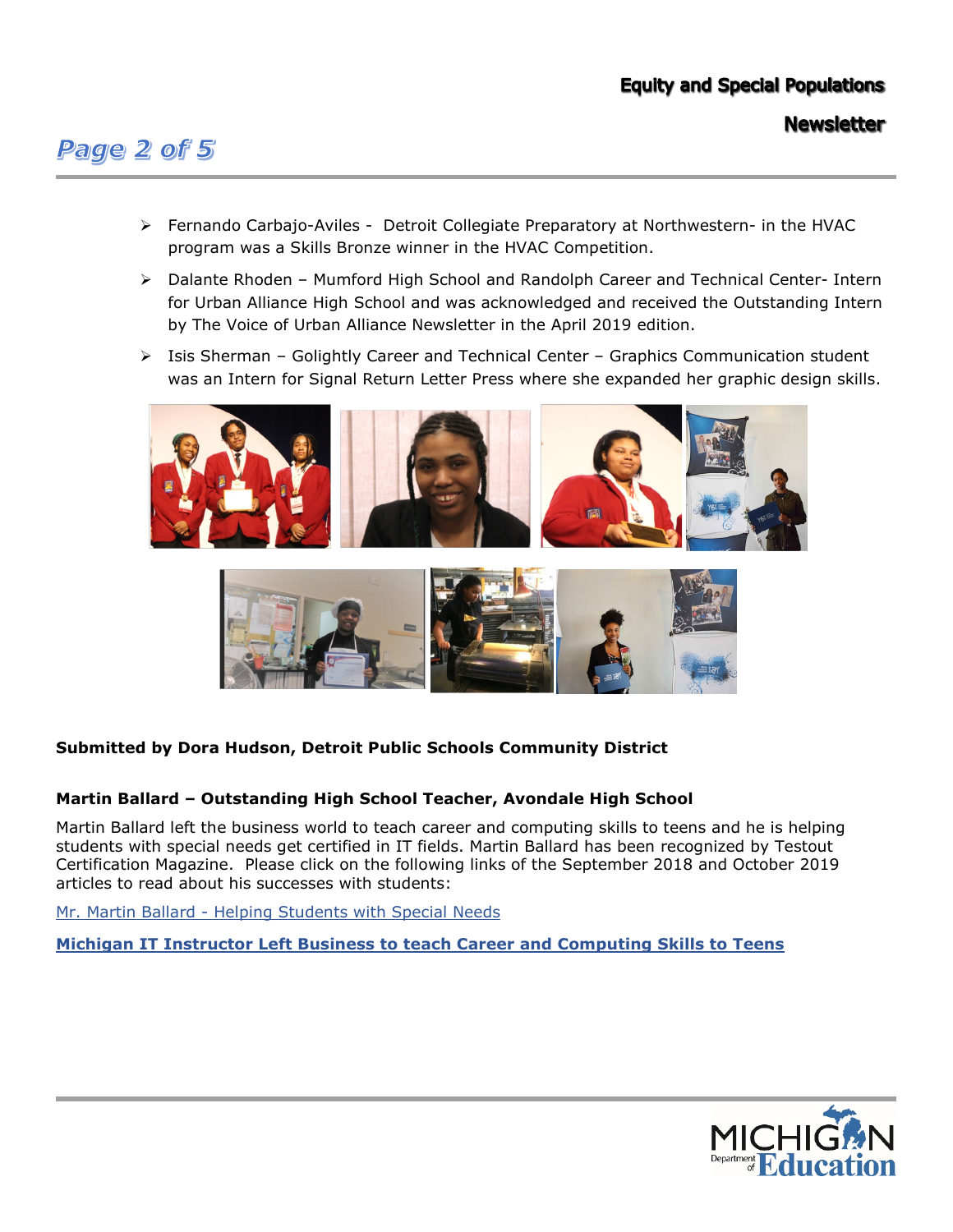- Fernando Carbajo-Aviles - Detroit Collegiate Preparatory at Northwestern- in the HVAC program was a Skills Bronze winner in the HVAC Competition.
- Dalante Rhoden – Mumford High School and Randolph Career and Technical Center- Intern for Urban Alliance High School and was acknowledged and received the Outstanding Intern by The Voice of Urban Alliance Newsletter in the April 2019 edition.
- Isis Sherman – Golightly Career and Technical Center – Graphics Communication student was an Intern for Signal Return Letter Press where she expanded her graphic design skills.

**Submitted by Dora Hudson, Detroit Public Schools Community District**

**Martin Ballard – Outstanding High School Teacher, Avondale High School**

Martin Ballard left the business world to teach career and computing skills to teens and he is helping students with special needs get certified in IT fields. Martin Ballard has been recognized by Testout Certification Magazine. Please click on the following links of the September 2018 and October 2019 articles to read about his successes with students:

Mr. Martin Ballard - Helping Students with Special Needs

**Michigan IT Instructor Left Business to teach Career and Computing Skills to Teens**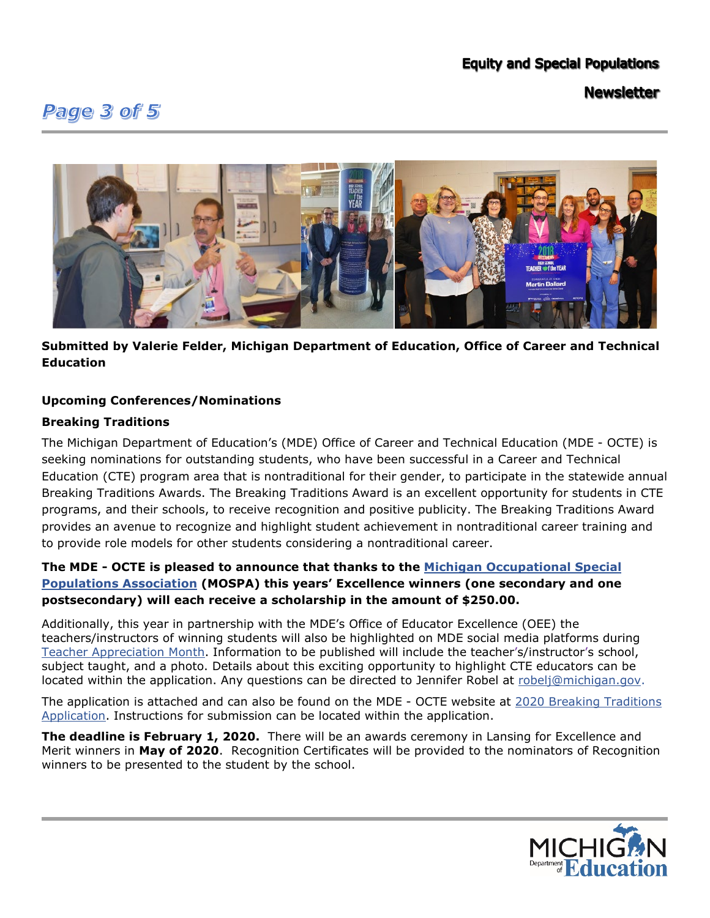**Submitted by Valerie Felder, Michigan Department of Education, Office of Career and Technical Education**

**Upcoming Conferences/Nominations**

**Breaking Traditions**

The Michigan Department of Education's (MDE) Office of Career and Technical Education (MDE - OCTE) is seeking nominations for outstanding students, who have been successful in a Career and Technical Education (CTE) program area that is nontraditional for their gender, to participate in the statewide annual Breaking Traditions Awards. The Breaking Traditions Award is an excellent opportunity for students in CTE programs, and their schools, to receive recognition and positive publicity. The Breaking Traditions Award provides an avenue to recognize and highlight student achievement in nontraditional career training and to provide role models for other students considering a nontraditional career.

**The MDE - OCTE is pleased to announce that thanks to the Michigan Occupational Special Populations Association (MOSPA) this years' Excellence winners (one secondary and one postsecondary) will each receive a scholarship in the amount of $250.00.**

Additionally, this year in partnership with the MDE's Office of Educator Excellence (OEE) the teachers/instructors of winning students will also be highlighted on MDE social media platforms during Teacher Appreciation Month. Information to be published will include the teacher's/instructor's school, subject taught, and a photo. Details about this exciting opportunity to highlight CTE educators can be located within the application. Any questions can be directed to Jennifer Robel at robelj@michigan.gov.

The application is attached and can also be found on the MDE - OCTE website at 2020 Breaking Traditions Application. Instructions for submission can be located within the application.

**The deadline is February 1, 2020.** There will be an awards ceremony in Lansing for Excellence and Merit winners in **May of 2020**. Recognition Certificates will be provided to the nominators of Recognition winners to be presented to the student by the school.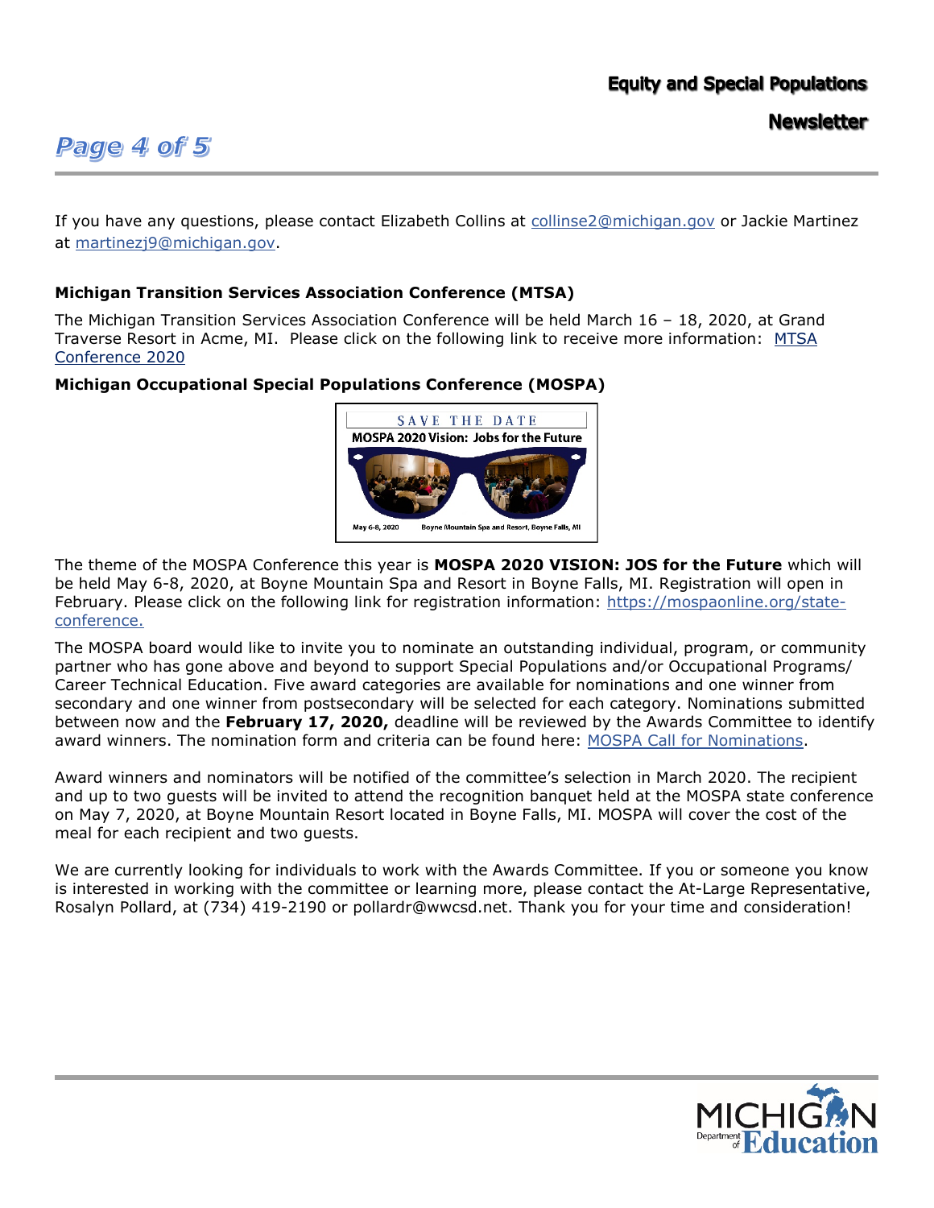If you have any questions, please contact Elizabeth Collins at [collinse2@michigan.gov](mailto:collinse2@michigan.gov) or Jackie Martinez at [martinezj9@michigan.gov](mailto:martinezj9@michigan.gov).

**Michigan Transition Services Association Conference (MTSA)**

The Michigan Transition Services Association Conference will be held March 16 – 18, 2020, at Grand Traverse Resort in Acme, MI. Please click on the following link to receive more information: [MTSA Conference 2020]()

**Michigan Occupational Special Populations Conference (MOSPA)**

SAVE THE DATE

MOSPA 2020 Vision: Jobs for the Future

May 6-8, 2020 Boyne Mountain Spa and Resort, Boyne Falls, MI

The theme of the MOSPA Conference this year is **MOSPA 2020 VISION: JOS for the Future** which will be held May 6-8, 2020, at Boyne Mountain Spa and Resort in Boyne Falls, MI. Registration will open in February. Please click on the following link for registration information: [https://mospaonline.org/state-conference.](https://mospaonline.org/state-conference)

The MOSPA board would like to invite you to nominate an outstanding individual, program, or community partner who has gone above and beyond to support Special Populations and/or Occupational Programs/ Career Technical Education. Five award categories are available for nominations and one winner from secondary and one winner from postsecondary will be selected for each category. Nominations submitted between now and the **February 17, 2020,** deadline will be reviewed by the Awards Committee to identify award winners. The nomination form and criteria can be found here: [MOSPA Call for Nominations]().

Award winners and nominators will be notified of the committee's selection in March 2020. The recipient and up to two guests will be invited to attend the recognition banquet held at the MOSPA state conference on May 7, 2020, at Boyne Mountain Resort located in Boyne Falls, MI. MOSPA will cover the cost of the meal for each recipient and two guests.

We are currently looking for individuals to work with the Awards Committee. If you or someone you know is interested in working with the committee or learning more, please contact the At-Large Representative, Rosalyn Pollard, at (734) 419-2190 or pollardr@wwcsd.net. Thank you for your time and consideration!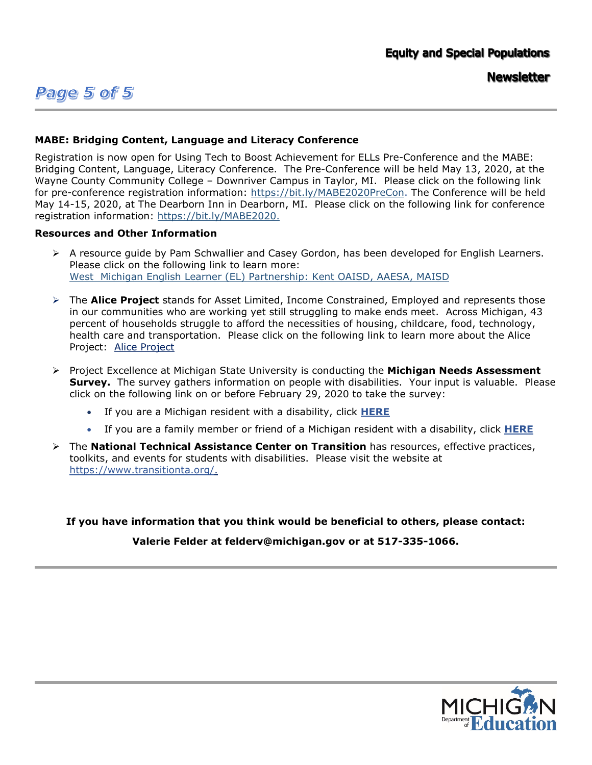### MABE: Bridging Content, Language and Literacy Conference

Registration is now open for Using Tech to Boost Achievement for ELLs Pre-Conference and the MABE: Bridging Content, Language, Literacy Conference. The Pre-Conference will be held May 13, 2020, at the Wayne County Community College – Downriver Campus in Taylor, MI. Please click on the following link for pre-conference registration information: https://bit.ly/MABE2020PreCon. The Conference will be held May 14-15, 2020, at The Dearborn Inn in Dearborn, MI. Please click on the following link for conference registration information: https://bit.ly/MABE2020.

### Resources and Other Information

- A resource guide by Pam Schwallier and Casey Gordon, has been developed for English Learners. Please click on the following link to learn more: West Michigan English Learner (EL) Partnership: Kent OAISD, AAESA, MAISD

- The **Alice Project** stands for Asset Limited, Income Constrained, Employed and represents those in our communities who are working yet still struggling to make ends meet. Across Michigan, 43 percent of households struggle to afford the necessities of housing, childcare, food, technology, health care and transportation. Please click on the following link to learn more about the Alice Project: Alice Project

- Project Excellence at Michigan State University is conducting the **Michigan Needs Assessment Survey.** The survey gathers information on people with disabilities. Your input is valuable. Please click on the following link on or before February 29, 2020 to take the survey:
  - If you are a Michigan resident with a disability, click **HERE**
  - If you are a family member or friend of a Michigan resident with a disability, click **HERE**

- The **National Technical Assistance Center on Transition** has resources, effective practices, toolkits, and events for students with disabilities. Please visit the website at https://www.transitionta.org/.

**If you have information that you think would be beneficial to others, please contact:**

**Valerie Felder at felderv@michigan.gov or at 517-335-1066.**